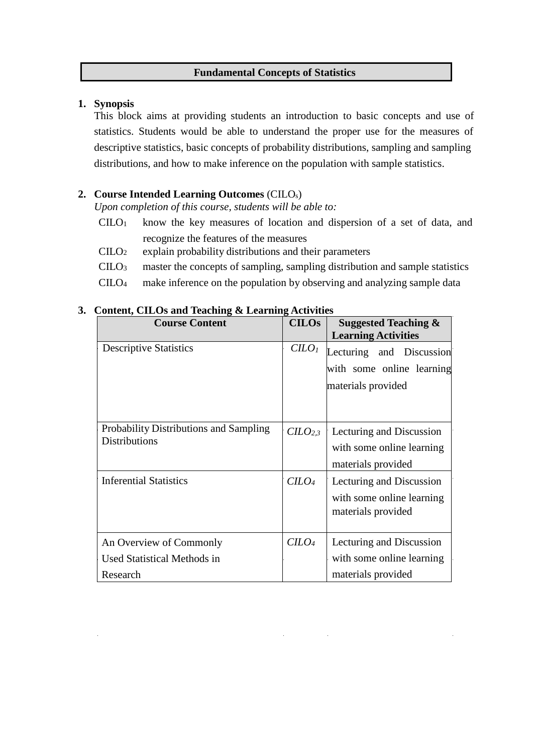# Fundamental Concepts of Statistics

## 1. Synopsis

This block aims at providing students an introduction to basic concepts and use of statistics. Students would be able to understand the proper use for the measures of descriptive statistics, basic concepts of probability distributions, sampling and sampling distributions, and how to make inference on the population with sample statistics.

## 2. Course Intended Learning Outcomes (CILOs)

*Upon completion of this course, students will be able to:*

- $CILO_1$ know the key measures of location and dispersion of a set of data, and recognize the features of the measures
- $CILO_2$ explain probability distributions and their parameters
- $CILO_3$ master the concepts of sampling, sampling distribution and sample statistics
- $CILO_4$ make inference on the population by observing and analyzing sample data

## 3. Content, CILOs and Teaching & Learning Activities

| Course Content | CILOs | Suggested Teaching & Learning Activities |
|---|---|---|
| Descriptive Statistics | $CILO_1$ | Lecturing and Discussion with some online learning materials provided |
| Probability Distributions and Sampling Distributions | $CILO_{2,3}$ | Lecturing and Discussion with some online learning materials provided |
| Inferential Statistics | $CILO_4$ | Lecturing and Discussion with some online learning materials provided |
| An Overview of Commonly Used Statistical Methods in Research | $CILO_4$ | Lecturing and Discussion with some online learning materials provided |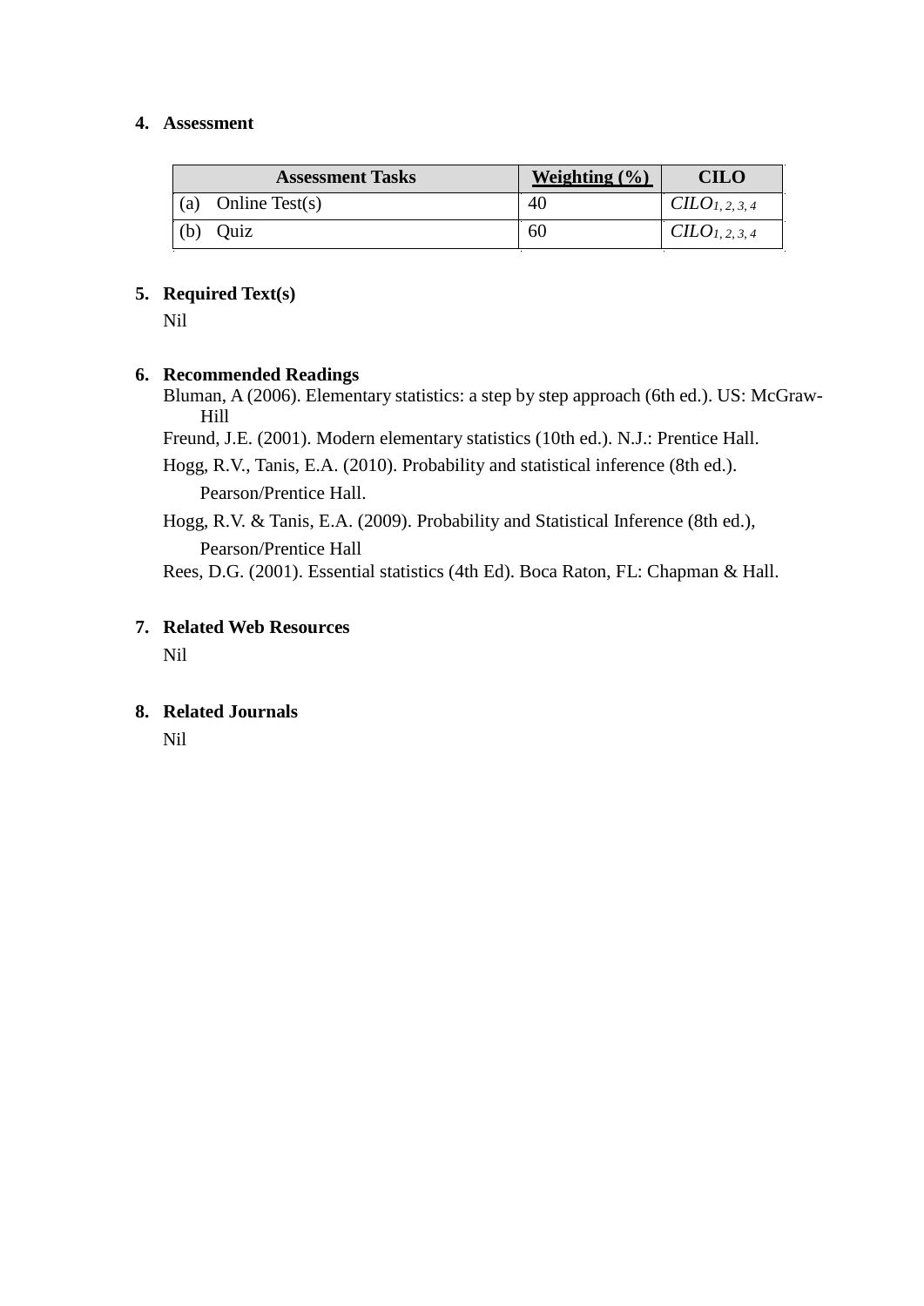## 4. Assessment

| Assessment Tasks | **Weighting (%)** | CILO |
|---|---|---|
| (a) Online Test(s) | 40 | $CILO_{1, 2, 3, 4}$ |
| (b) Quiz | 60 | $CILO_{1, 2, 3, 4}$ |

## 5. Required Text(s)

Nil

## 6. Recommended Readings

Bluman, A (2006). Elementary statistics: a step by step approach (6th ed.). US: McGraw-Hill

Freund, J.E. (2001). Modern elementary statistics (10th ed.). N.J.: Prentice Hall.

Hogg, R.V., Tanis, E.A. (2010). Probability and statistical inference (8th ed.). Pearson/Prentice Hall.

Hogg, R.V. & Tanis, E.A. (2009). Probability and Statistical Inference (8th ed.), Pearson/Prentice Hall

Rees, D.G. (2001). Essential statistics (4th Ed). Boca Raton, FL: Chapman & Hall.

## 7. Related Web Resources

Nil

## 8. Related Journals

Nil